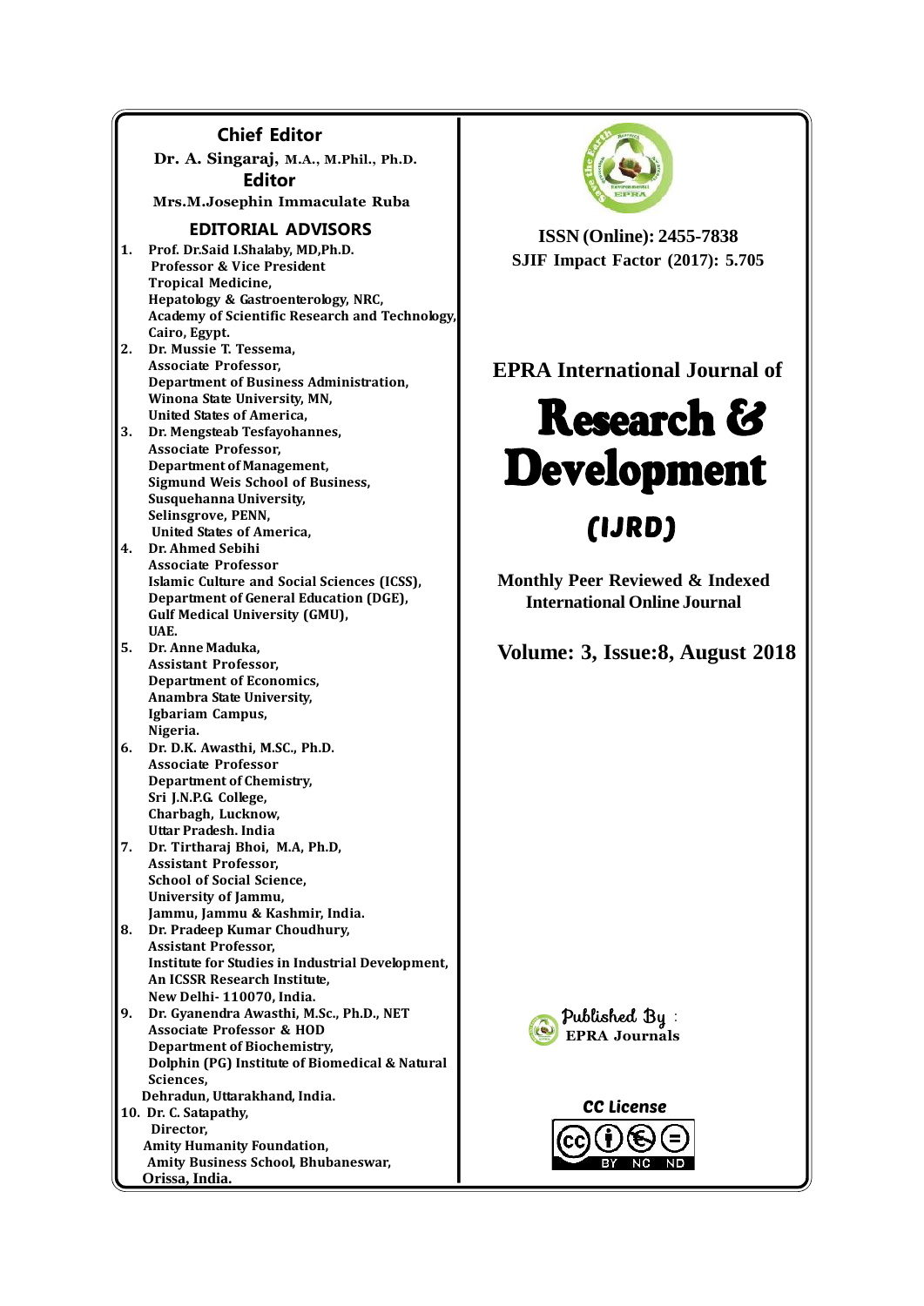## Chief Editor

**Dr. A. Singaraj, M.A., M.Phil., Ph.D.**

## Editor

**Mrs.M.Josephin Immaculate Ruba**

## EDITORIAL ADVISORS

1. **Prof. Dr.Said I.Shalaby, MD,Ph.D.**
   Professor & Vice President
   Tropical Medicine,
   Hepatology & Gastroenterology, NRC,
   Academy of Scientific Research and Technology,
   Cairo, Egypt.
2. **Dr. Mussie T. Tessema,**
   Associate Professor,
   Department of Business Administration,
   Winona State University, MN,
   United States of America,
3. **Dr. Mengsteab Tesfayohannes,**
   Associate Professor,
   Department of Management,
   Sigmund Weis School of Business,
   Susquehanna University,
   Selinsgrove, PENN,
   United States of America,
4. **Dr. Ahmed Sebihi**
   Associate Professor
   Islamic Culture and Social Sciences (ICSS),
   Department of General Education (DGE),
   Gulf Medical University (GMU),
   UAE.
5. **Dr. Anne Maduka,**
   Assistant Professor,
   Department of Economics,
   Anambra State University,
   Igbariam Campus,
   Nigeria.
6. **Dr. D.K. Awasthi, M.SC., Ph.D.**
   Associate Professor
   Department of Chemistry,
   Sri J.N.P.G. College,
   Charbagh, Lucknow,
   Uttar Pradesh. India
7. **Dr. Tirtharaj Bhoi, M.A, Ph.D,**
   Assistant Professor,
   School of Social Science,
   University of Jammu,
   Jammu, Jammu & Kashmir, India.
8. **Dr. Pradeep Kumar Choudhury,**
   Assistant Professor,
   Institute for Studies in Industrial Development,
   An ICSSR Research Institute,
   New Delhi- 110070, India.
9. **Dr. Gyanendra Awasthi, M.Sc., Ph.D., NET**
   Associate Professor & HOD
   Department of Biochemistry,
   Dolphin (PG) Institute of Biomedical & Natural Sciences,
   Dehradun, Uttarakhand, India.
10. **Dr. C. Satapathy,**
    Director,
    Amity Humanity Foundation,
    Amity Business School, Bhubaneswar,
    Orissa, India.

**ISSN (Online): 2455-7838**

**SJIF Impact Factor (2017): 5.705**

**EPRA International Journal of**

# Research & Development

## (IJRD)

**Monthly Peer Reviewed & Indexed International Online Journal**

**Volume: 3, Issue:8, August 2018**

Published By : **EPRA Journals**

**CC License**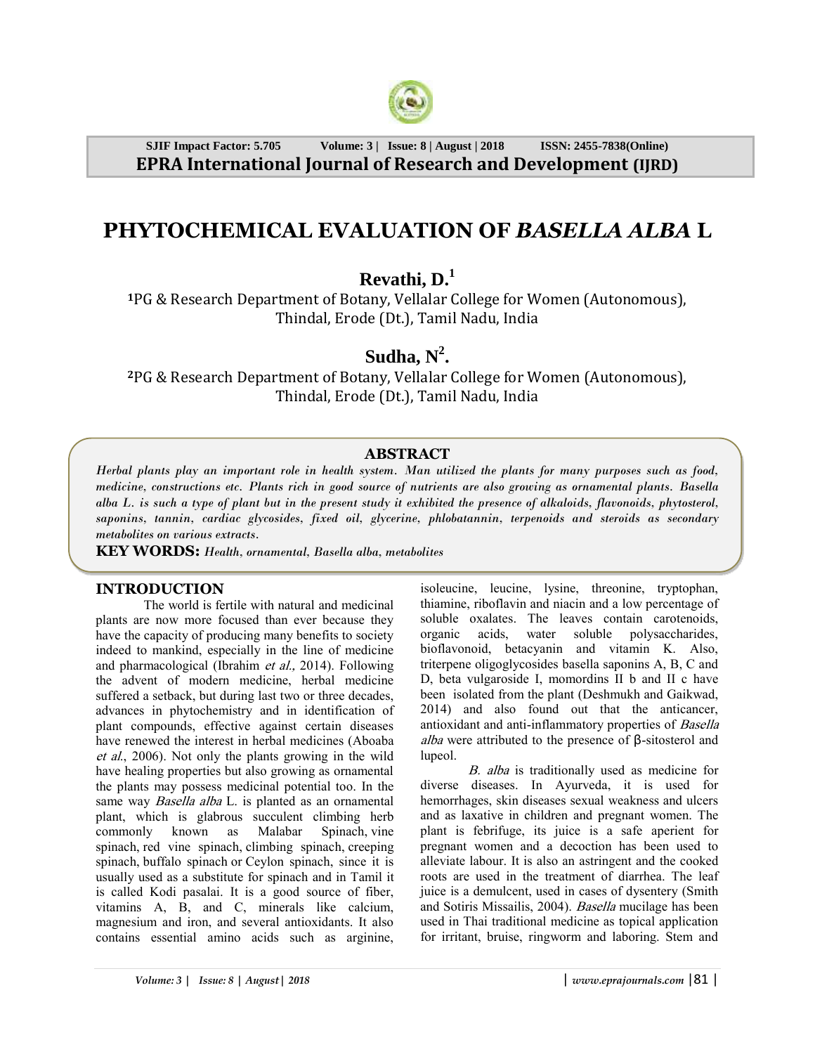# PHYTOCHEMICAL EVALUATION OF *BASELLA ALBA* L

**Revathi, D.[1]**

[1]PG & Research Department of Botany, Vellalar College for Women (Autonomous), Thindal, Erode (Dt.), Tamil Nadu, India

**Sudha, N[2].**

[2]PG & Research Department of Botany, Vellalar College for Women (Autonomous), Thindal, Erode (Dt.), Tamil Nadu, India

## ABSTRACT

*Herbal plants play an important role in health system. Man utilized the plants for many purposes such as food, medicine, constructions etc. Plants rich in good source of nutrients are also growing as ornamental plants. Basella alba L. is such a type of plant but in the present study it exhibited the presence of alkaloids, flavonoids, phytosterol, saponins, tannin, cardiac glycosides, fixed oil, glycerine, phlobatannin, terpenoids and steroids as secondary metabolites on various extracts.*

**KEY WORDS:** *Health, ornamental, Basella alba, metabolites*

## INTRODUCTION

The world is fertile with natural and medicinal plants are now more focused than ever because they have the capacity of producing many benefits to society indeed to mankind, especially in the line of medicine and pharmacological (Ibrahim *et al.,* 2014). Following the advent of modern medicine, herbal medicine suffered a setback, but during last two or three decades, advances in phytochemistry and in identification of plant compounds, effective against certain diseases have renewed the interest in herbal medicines (Aboaba *et al.*, 2006). Not only the plants growing in the wild have healing properties but also growing as ornamental the plants may possess medicinal potential too. In the same way *Basella alba* L. is planted as an ornamental plant, which is glabrous succulent climbing herb commonly known as Malabar Spinach, vine spinach, red vine spinach, climbing spinach, creeping spinach, buffalo spinach or Ceylon spinach, since it is usually used as a substitute for spinach and in Tamil it is called Kodi pasalai. It is a good source of fiber, vitamins A, B, and C, minerals like calcium, magnesium and iron, and several antioxidants. It also contains essential amino acids such as arginine, isoleucine, leucine, lysine, threonine, tryptophan, thiamine, riboflavin and niacin and a low percentage of soluble oxalates. The leaves contain carotenoids, organic acids, water soluble polysaccharides, bioflavonoid, betacyanin and vitamin K. Also, triterpene oligoglycosides basella saponins A, B, C and D, beta vulgaroside I, momordins II b and II c have been isolated from the plant (Deshmukh and Gaikwad, 2014) and also found out that the anticancer, antioxidant and anti-inflammatory properties of *Basella alba* were attributed to the presence of β-sitosterol and lupeol.

*B. alba* is traditionally used as medicine for diverse diseases. In Ayurveda, it is used for hemorrhages, skin diseases sexual weakness and ulcers and as laxative in children and pregnant women. The plant is febrifuge, its juice is a safe aperient for pregnant women and a decoction has been used to alleviate labour. It is also an astringent and the cooked roots are used in the treatment of diarrhea. The leaf juice is a demulcent, used in cases of dysentery (Smith and Sotiris Missailis, 2004). *Basella* mucilage has been used in Thai traditional medicine as topical application for irritant, bruise, ringworm and laboring. Stem and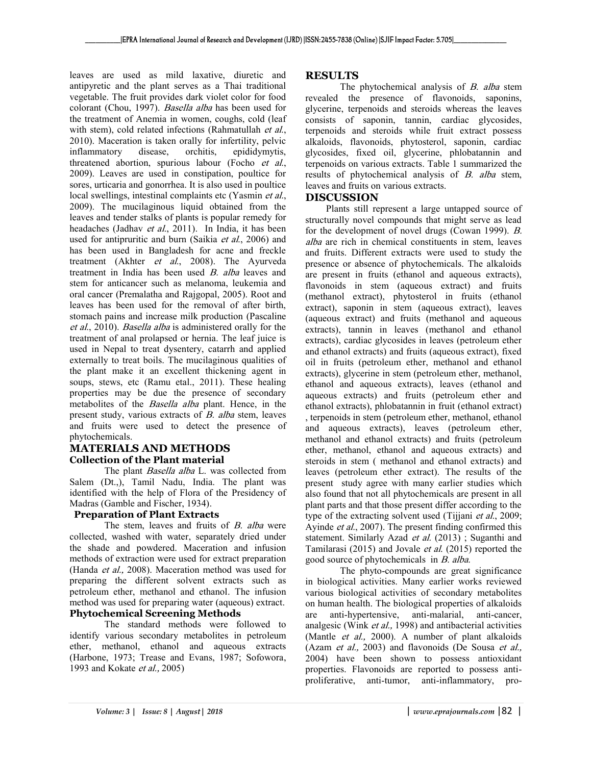leaves are used as mild laxative, diuretic and antipyretic and the plant serves as a Thai traditional vegetable. The fruit provides dark violet color for food colorant (Chou, 1997). *Basella alba* has been used for the treatment of Anemia in women, coughs, cold (leaf with stem), cold related infections (Rahmatullah *et al.*, 2010). Maceration is taken orally for infertility, pelvic inflammatory disease, orchitis, epididymytis, threatened abortion, spurious labour (Focho *et al.*, 2009). Leaves are used in constipation, poultice for sores, urticaria and gonorrhea. It is also used in poultice local swellings, intestinal complaints etc (Yasmin *et al.*, 2009). The mucilaginous liquid obtained from the leaves and tender stalks of plants is popular remedy for headaches (Jadhav *et al.*, 2011). In India, it has been used for antipruritic and burn (Saikia *et al.*, 2006) and has been used in Bangladesh for acne and freckle treatment (Akhter *et al.*, 2008). The Ayurveda treatment in India has been used *B. alba* leaves and stem for anticancer such as melanoma, leukemia and oral cancer (Premalatha and Rajgopal, 2005). Root and leaves has been used for the removal of after birth, stomach pains and increase milk production (Pascaline *et al.*, 2010). *Basella alba* is administered orally for the treatment of anal prolapsed or hernia. The leaf juice is used in Nepal to treat dysentery, catarrh and applied externally to treat boils. The mucilaginous qualities of the plant make it an excellent thickening agent in soups, stews, etc (Ramu etal., 2011). These healing properties may be due the presence of secondary metabolites of the *Basella alba* plant. Hence, in the present study, various extracts of *B. alba* stem, leaves and fruits were used to detect the presence of phytochemicals.

## MATERIALS AND METHODS

### Collection of the Plant material

The plant *Basella alba* L. was collected from Salem (Dt.,), Tamil Nadu, India. The plant was identified with the help of Flora of the Presidency of Madras (Gamble and Fischer, 1934).

### Preparation of Plant Extracts

The stem, leaves and fruits of *B. alba* were collected, washed with water, separately dried under the shade and powdered. Maceration and infusion methods of extraction were used for extract preparation (Handa *et al.,* 2008). Maceration method was used for preparing the different solvent extracts such as petroleum ether, methanol and ethanol. The infusion method was used for preparing water (aqueous) extract.

### Phytochemical Screening Methods

The standard methods were followed to identify various secondary metabolites in petroleum ether, methanol, ethanol and aqueous extracts (Harbone, 1973; Trease and Evans, 1987; Sofowora, 1993 and Kokate *et al.,* 2005)

## RESULTS

The phytochemical analysis of *B. alba* stem revealed the presence of flavonoids, saponins, glycerine, terpenoids and steroids whereas the leaves consists of saponin, tannin, cardiac glycosides, terpenoids and steroids while fruit extract possess alkaloids, flavonoids, phytosterol, saponin, cardiac glycosides, fixed oil, glycerine, phlobatannin and terpenoids on various extracts. Table 1 summarized the results of phytochemical analysis of *B. alba* stem, leaves and fruits on various extracts.

## DISCUSSION

Plants still represent a large untapped source of structurally novel compounds that might serve as lead for the development of novel drugs (Cowan 1999). *B. alba* are rich in chemical constituents in stem, leaves and fruits. Different extracts were used to study the presence or absence of phytochemicals. The alkaloids are present in fruits (ethanol and aqueous extracts), flavonoids in stem (aqueous extract) and fruits (methanol extract), phytosterol in fruits (ethanol extract), saponin in stem (aqueous extract), leaves (aqueous extract) and fruits (methanol and aqueous extracts), tannin in leaves (methanol and ethanol extracts), cardiac glycosides in leaves (petroleum ether and ethanol extracts) and fruits (aqueous extract), fixed oil in fruits (petroleum ether, methanol and ethanol extracts), glycerine in stem (petroleum ether, methanol, ethanol and aqueous extracts), leaves (ethanol and aqueous extracts) and fruits (petroleum ether and ethanol extracts), phlobatannin in fruit (ethanol extract) , terpenoids in stem (petroleum ether, methanol, ethanol and aqueous extracts), leaves (petroleum ether, methanol and ethanol extracts) and fruits (petroleum ether, methanol, ethanol and aqueous extracts) and steroids in stem ( methanol and ethanol extracts) and leaves (petroleum ether extract). The results of the present study agree with many earlier studies which also found that not all phytochemicals are present in all plant parts and that those present differ according to the type of the extracting solvent used (Tijjani *et al.*, 2009; Ayinde *et al.*, 2007). The present finding confirmed this statement. Similarly Azad *et al.* (2013) ; Suganthi and Tamilarasi (2015) and Jovale *et al.* (2015) reported the good source of phytochemicals in *B. alba.*

The phyto-compounds are great significance in biological activities. Many earlier works reviewed various biological activities of secondary metabolites on human health. The biological properties of alkaloids are anti-hypertensive, anti-malarial, anti-cancer, analgesic (Wink *et al.,* 1998) and antibacterial activities (Mantle *et al.,* 2000). A number of plant alkaloids (Azam *et al.,* 2003) and flavonoids (De Sousa *et al.,* 2004) have been shown to possess antioxidant properties. Flavonoids are reported to possess anti-proliferative, anti-tumor, anti-inflammatory, pro-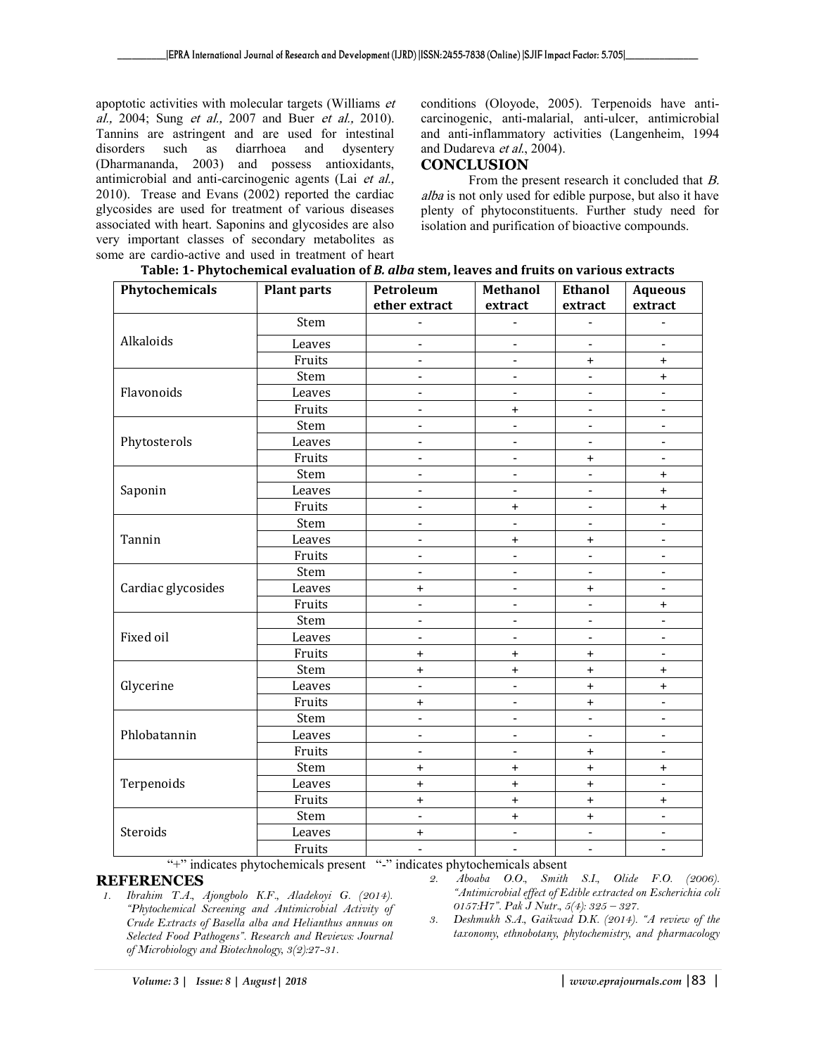apoptotic activities with molecular targets (Williams *et al.,* 2004; Sung *et al.,* 2007 and Buer *et al.,* 2010). Tannins are astringent and are used for intestinal disorders such as diarrhoea and dysentery (Dharmananda, 2003) and possess antioxidants, antimicrobial and anti-carcinogenic agents (Lai *et al.,* 2010). Trease and Evans (2002) reported the cardiac glycosides are used for treatment of various diseases associated with heart. Saponins and glycosides are also very important classes of secondary metabolites as some are cardio-active and used in treatment of heart conditions (Oloyode, 2005). Terpenoids have anti-carcinogenic, anti-malarial, anti-ulcer, antimicrobial and anti-inflammatory activities (Langenheim, 1994 and Dudareva *et al.*, 2004).

## CONCLUSION

From the present research it concluded that *B. alba* is not only used for edible purpose, but also it have plenty of phytoconstituents. Further study need for isolation and purification of bioactive compounds.

**Table: 1- Phytochemical evaluation of *B. alba* stem, leaves and fruits on various extracts**

| Phytochemicals | Plant parts | Petroleum ether extract | Methanol extract | Ethanol extract | Aqueous extract |
|---|---|---|---|---|---|
| Alkaloids | Stem | - | - | - | - |
| | Leaves | - | - | - | - |
| | Fruits | - | - | + | + |
| Flavonoids | Stem | - | - | - | + |
| | Leaves | - | - | - | - |
| | Fruits | - | + | - | - |
| Phytosterols | Stem | - | - | - | - |
| | Leaves | - | - | - | - |
| | Fruits | - | - | + | - |
| Saponin | Stem | - | - | - | + |
| | Leaves | - | - | - | + |
| | Fruits | - | + | - | + |
| Tannin | Stem | - | - | - | - |
| | Leaves | - | + | + | - |
| | Fruits | - | - | - | - |
| Cardiac glycosides | Stem | - | - | - | - |
| | Leaves | + | - | + | - |
| | Fruits | - | - | - | + |
| Fixed oil | Stem | - | - | - | - |
| | Leaves | - | - | - | - |
| | Fruits | + | + | + | - |
| Glycerine | Stem | + | + | + | + |
| | Leaves | - | - | + | + |
| | Fruits | + | - | + | - |
| Phlobatannin | Stem | - | - | - | - |
| | Leaves | - | - | - | - |
| | Fruits | - | - | + | - |
| Terpenoids | Stem | + | + | + | + |
| | Leaves | + | + | + | - |
| | Fruits | + | + | + | + |
| Steroids | Stem | - | + | + | - |
| | Leaves | + | - | - | - |
| | Fruits | - | - | - | - |

"+" indicates phytochemicals present "-" indicates phytochemicals absent

## REFERENCES

1. *Ibrahim T.A., Ajongbolo K.F., Aladekoyi G. (2014). "Phytochemical Screening and Antimicrobial Activity of Crude Extracts of Basella alba and Helianthus annuus on Selected Food Pathogens". Research and Reviews: Journal of Microbiology and Biotechnology, 3(2):27-31.*
2. *Aboaba O.O., Smith S.I., Olide F.O. (2006). "Antimicrobial effect of Edible extracted on Escherichia coli 0157:H7". Pak J Nutr., 5(4): 325 – 327.*
3. *Deshmukh S.A., Gaikwad D.K. (2014). "A review of the taxonomy, ethnobotany, phytochemistry, and pharmacology*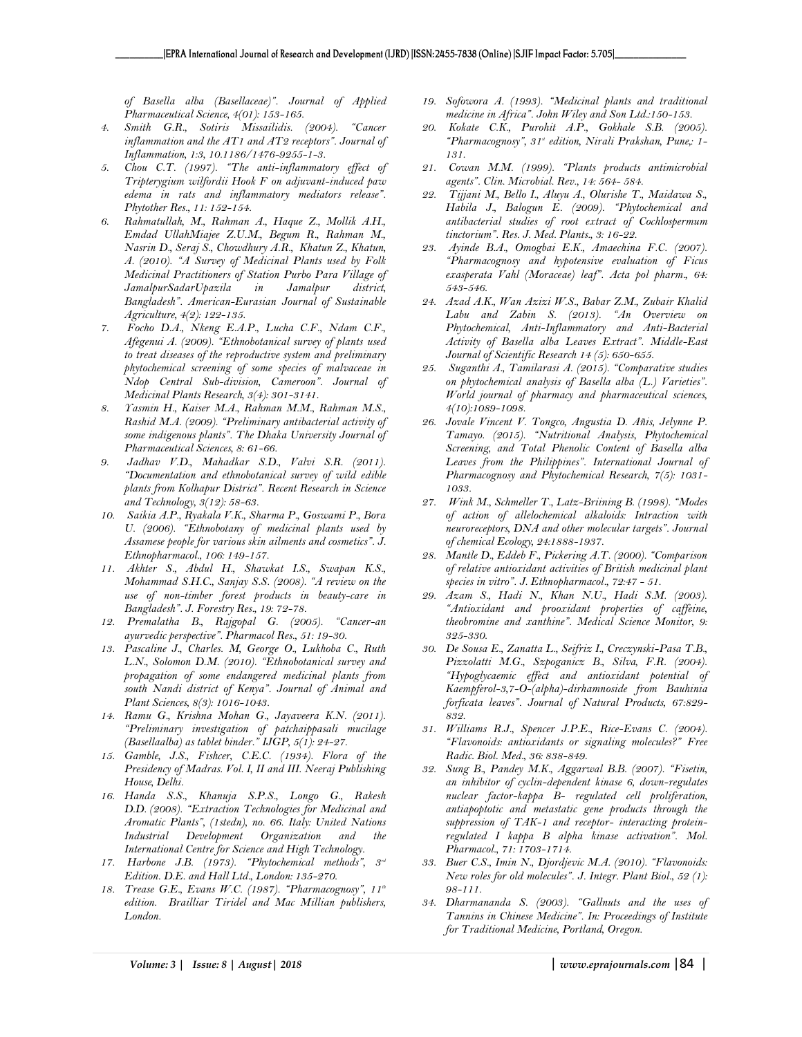*of Basella alba (Basellaceae)". Journal of Applied Pharmaceutical Science, 4(01): 153-165.*

4. *Smith G.R., Sotiris Missailidis. (2004). "Cancer inflammation and the AT1 and AT2 receptors". Journal of Inflammation, 1:3, 10.1186/1476-9255-1-3.*
5. *Chou C.T. (1997). "The anti-inflammatory effect of Tripterygium wilfordii Hook F on adjuvant-induced paw edema in rats and inflammatory mediators release". Phytother Res., 11: 152-154.*
6. *Rahmatullah, M., Rahman A., Haque Z., Mollik A.H., Emdad UllahMiajee Z.U.M., Begum R., Rahman M., Nasrin D., Seraj S., Chowdhury A.R., Khatun Z., Khatun, A. (2010). "A Survey of Medicinal Plants used by Folk Medicinal Practitioners of Station Purbo Para Village of JamalpurSadarUpazila in Jamalpur district, Bangladesh". American-Eurasian Journal of Sustainable Agriculture, 4(2): 122-135.*
7. *Focho D.A., Nkeng E.A.P., Lucha C.F., Ndam C.F., Afegenui A. (2009). "Ethnobotanical survey of plants used to treat diseases of the reproductive system and preliminary phytochemical screening of some species of malvaceae in Ndop Central Sub-division, Cameroon". Journal of Medicinal Plants Research, 3(4): 301-3141.*
8. *Yasmin H., Kaiser M.A., Rahman M.M., Rahman M.S., Rashid M.A. (2009). "Preliminary antibacterial activity of some indigenous plants". The Dhaka University Journal of Pharmaceutical Sciences, 8: 61-66.*
9. *Jadhav V.D., Mahadkar S.D., Valvi S.R. (2011). "Documentation and ethnobotanical survey of wild edible plants from Kolhapur District". Recent Research in Science and Technology, 3(12): 58-63.*
10. *Saikia A.P., Ryakala V.K., Sharma P., Goswami P., Bora U. (2006). "Ethnobotany of medicinal plants used by Assamese people for various skin ailments and cosmetics". J. Ethnopharmacol., 106: 149-157.*
11. *Akhter S., Abdul H., Shawkat I.S., Swapan K.S., Mohammad S.H.C., Sanjay S.S. (2008). "A review on the use of non-timber forest products in beauty-care in Bangladesh". J. Forestry Res., 19: 72-78.*
12. *Premalatha B., Rajgopal G. (2005). "Cancer-an ayurvedic perspective". Pharmacol Res., 51: 19-30.*
13. *Pascaline J., Charles. M, George O., Lukhoba C., Ruth L.N., Solomon D.M. (2010). "Ethnobotanical survey and propagation of some endangered medicinal plants from south Nandi district of Kenya". Journal of Animal and Plant Sciences, 8(3): 1016-1043.*
14. *Ramu G., Krishna Mohan G., Jayaveera K.N. (2011). "Preliminary investigation of patchaippasali mucilage (Basellaalba) as tablet binder." IJGP, 5(1): 24-27.*
15. *Gamble, J.S., Fishcer, C.E.C. (1934). Flora of the Presidency of Madras. Vol. I, II and III. Neeraj Publishing House, Delhi.*
16. *Handa S.S., Khanuja S.P.S., Longo G., Rakesh D.D. (2008). "Extraction Technologies for Medicinal and Aromatic Plants", (1stedn), no. 66. Italy: United Nations Industrial Development Organization and the International Centre for Science and High Technology.*
17. *Harbone J.B. (1973). "Phytochemical methods", 3rd Edition. D.E. and Hall Ltd., London: 135-270.*
18. *Trease G.E., Evans W.C. (1987). "Pharmacognosy", 11th edition. Brailliar Tiridel and Mac Millian publishers, London.*
19. *Sofowora A. (1993). "Medicinal plants and traditional medicine in Africa". John Wiley and Son Ltd.:150-153.*
20. *Kokate C.K., Purohit A.P., Gokhale S.B. (2005). "Pharmacognosy", 31st edition, Nirali Prakshan, Pune,: 1-131.*
21. *Cowan M.M. (1999). "Plants products antimicrobial agents". Clin. Microbial. Rev., 14: 564- 584.*
22. *Tijjani M., Bello I., Aluyu A., Olurishe T., Maidawa S., Habila J., Balogun E. (2009). "Phytochemical and antibacterial studies of root extract of Cochlospermum tinctorium". Res. J. Med. Plants., 3: 16-22.*
23. *Ayinde B.A., Omogbai E.K., Amaechina F.C. (2007). "Pharmacognosy and hypotensive evaluation of Ficus exasperata Vahl (Moraceae) leaf". Acta pol pharm., 64: 543-546.*
24. *Azad A.K., Wan Azizi W.S., Babar Z.M., Zubair Khalid Labu and Zabin S. (2013). "An Overview on Phytochemical, Anti-Inflammatory and Anti-Bacterial Activity of Basella alba Leaves Extract". Middle-East Journal of Scientific Research 14 (5): 650-655.*
25. *Suganthi A., Tamilarasi A. (2015). "Comparative studies on phytochemical analysis of Basella alba (L.) Varieties". World journal of pharmacy and pharmaceutical sciences, 4(10):1089-1098.*
26. *Jovale Vincent V. Tongco, Angustia D. Añis, Jelynne P. Tamayo. (2015). "Nutritional Analysis, Phytochemical Screening, and Total Phenolic Content of Basella alba Leaves from the Philippines". International Journal of Pharmacognosy and Phytochemical Research, 7(5): 1031-1033.*
27. *Wink M., Schmeller T., Latz-Briining B. (1998). "Modes of action of allelochemical alkaloids: Intraction with neuroreceptors, DNA and other molecular targets". Journal of chemical Ecology, 24:1888-1937.*
28. *Mantle D., Eddeb F., Pickering A.T. (2000). "Comparison of relative antioxidant activities of British medicinal plant species in vitro". J. Ethnopharmacol., 72:47 - 51.*
29. *Azam S., Hadi N., Khan N.U., Hadi S.M. (2003). "Antioxidant and prooxidant properties of caffeine, theobromine and xanthine". Medical Science Monitor, 9: 325-330.*
30. *De Sousa E., Zanatta L., Seifriz I., Creczynski-Pasa T.B., Pizzolatti M.G., Szpoganicz B., Silva, F.R. (2004). "Hypoglycaemic effect and antioxidant potential of Kaempferol-3,7-O-(alpha)-dirhamnoside from Bauhinia forficata leaves". Journal of Natural Products, 67:829-832.*
31. *Williams R.J., Spencer J.P.E., Rice-Evans C. (2004). "Flavonoids: antioxidants or signaling molecules?" Free Radic. Biol. Med., 36: 838-849.*
32. *Sung B., Pandey M.K., Aggarwal B.B. (2007). "Fisetin, an inhibitor of cyclin-dependent kinase 6, down-regulates nuclear factor-kappa B- regulated cell proliferation, antiapoptotic and metastatic gene products through the suppression of TAK-1 and receptor- interacting protein-regulated I kappa B alpha kinase activation". Mol. Pharmacol., 71: 1703-1714.*
33. *Buer C.S., Imin N., Djordjevic M.A. (2010). "Flavonoids: New roles for old molecules". J. Integr. Plant Biol., 52 (1): 98-111.*
34. *Dharmananda S. (2003). "Gallnuts and the uses of Tannins in Chinese Medicine". In: Proceedings of Institute for Traditional Medicine, Portland, Oregon.*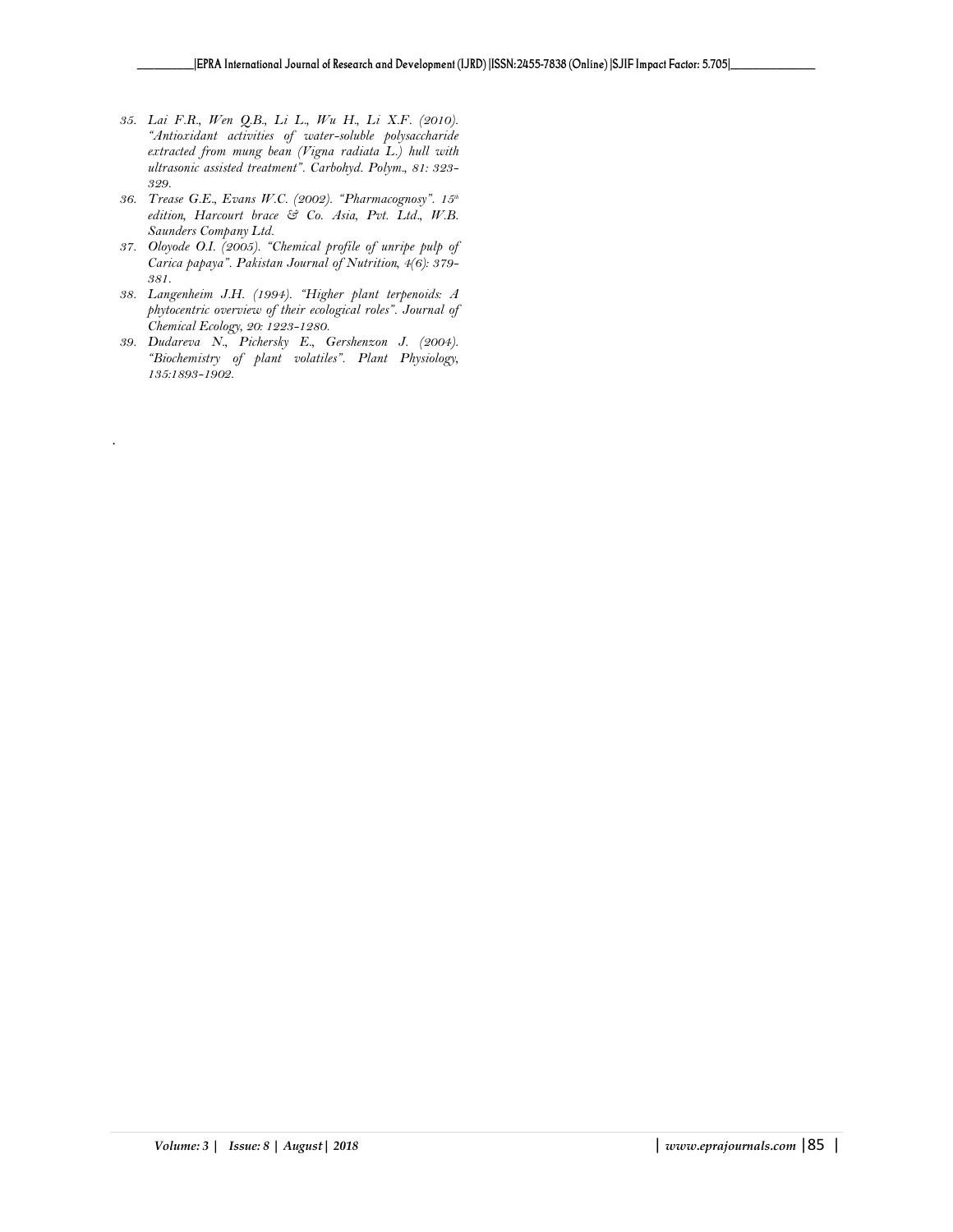35. *Lai F.R., Wen Q.B., Li L., Wu H., Li X.F. (2010). "Antioxidant activities of water-soluble polysaccharide extracted from mung bean (Vigna radiata L.) hull with ultrasonic assisted treatment". Carbohyd. Polym., 81: 323-329.*
36. *Trease G.E., Evans W.C. (2002). "Pharmacognosy". 15th edition, Harcourt brace & Co. Asia, Pvt. Ltd., W.B. Saunders Company Ltd.*
37. *Oloyode O.I. (2005). "Chemical profile of unripe pulp of Carica papaya". Pakistan Journal of Nutrition, 4(6): 379-381.*
38. *Langenheim J.H. (1994). "Higher plant terpenoids: A phytocentric overview of their ecological roles". Journal of Chemical Ecology, 20: 1223-1280.*
39. *Dudareva N., Pichersky E., Gershenzon J. (2004). "Biochemistry of plant volatiles". Plant Physiology, 135:1893-1902.*